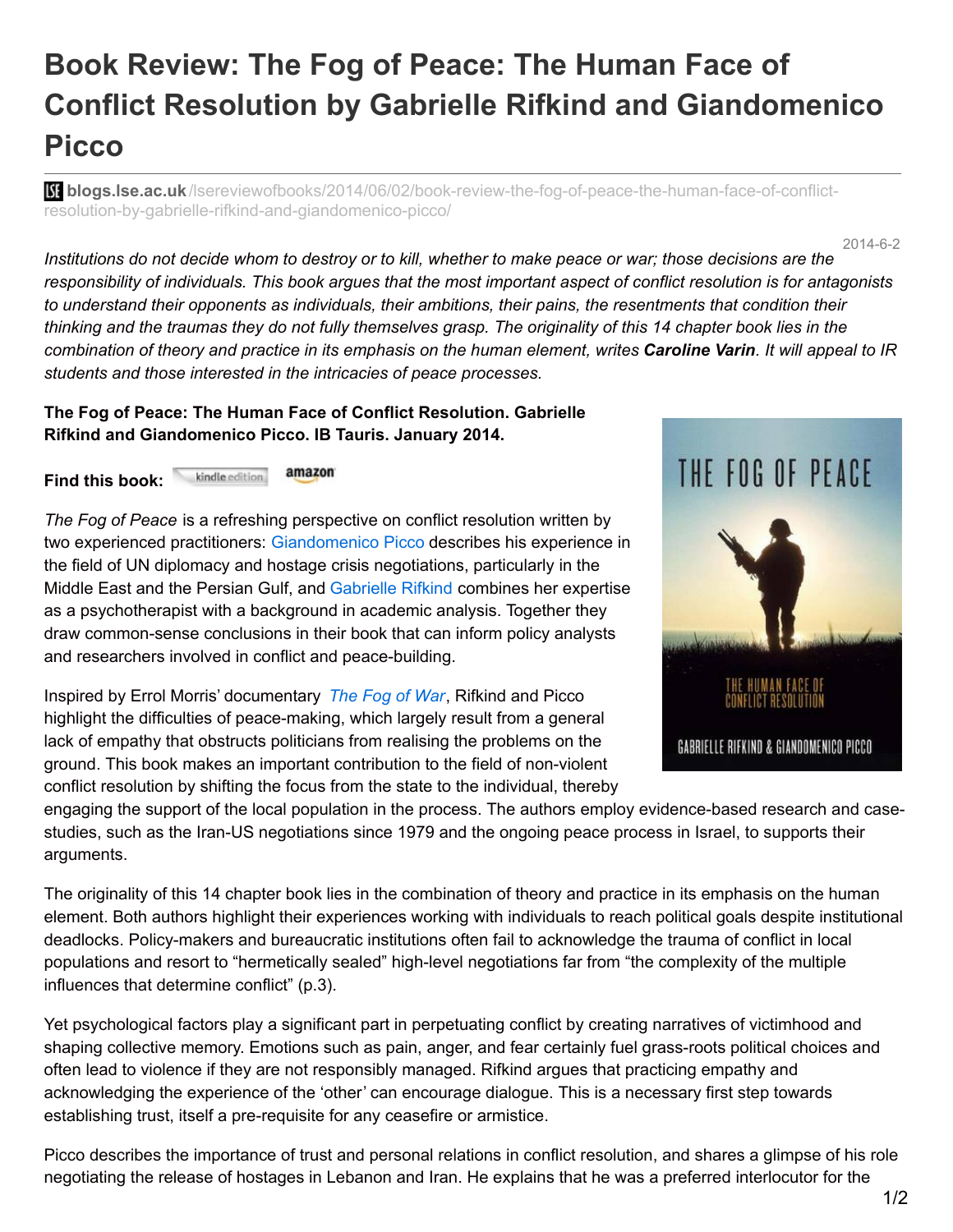# Book Review: The Fog of Peace: The Human Face of Conflict Resolution by Gabrielle Rifkind and Giandomenico Picco

**blogs.lse.ac.uk**/lsereviewofbooks/2014/06/02/book-review-the-fog-of-peace-the-human-face-of-conflict-resolution-by-gabrielle-rifkind-and-giandomenico-picco/

2014-6-2

*Institutions do not decide whom to destroy or to kill, whether to make peace or war; those decisions are the responsibility of individuals. This book argues that the most important aspect of conflict resolution is for antagonists to understand their opponents as individuals, their ambitions, their pains, the resentments that condition their thinking and the traumas they do not fully themselves grasp. The originality of this 14 chapter book lies in the combination of theory and practice in its emphasis on the human element, writes* ***Caroline Varin****. It will appeal to IR students and those interested in the intricacies of peace processes.*

**The Fog of Peace: The Human Face of Conflict Resolution. Gabrielle Rifkind and Giandomenico Picco. IB Tauris. January 2014.**

**Find this book:** kindle edition amazon

*The Fog of Peace* is a refreshing perspective on conflict resolution written by two experienced practitioners: Giandomenico Picco describes his experience in the field of UN diplomacy and hostage crisis negotiations, particularly in the Middle East and the Persian Gulf, and Gabrielle Rifkind combines her expertise as a psychotherapist with a background in academic analysis. Together they draw common-sense conclusions in their book that can inform policy analysts and researchers involved in conflict and peace-building.

Inspired by Errol Morris' documentary *The Fog of War*, Rifkind and Picco highlight the difficulties of peace-making, which largely result from a general lack of empathy that obstructs politicians from realising the problems on the ground. This book makes an important contribution to the field of non-violent conflict resolution by shifting the focus from the state to the individual, thereby engaging the support of the local population in the process. The authors employ evidence-based research and case-studies, such as the Iran-US negotiations since 1979 and the ongoing peace process in Israel, to supports their arguments.

The originality of this 14 chapter book lies in the combination of theory and practice in its emphasis on the human element. Both authors highlight their experiences working with individuals to reach political goals despite institutional deadlocks. Policy-makers and bureaucratic institutions often fail to acknowledge the trauma of conflict in local populations and resort to "hermetically sealed" high-level negotiations far from "the complexity of the multiple influences that determine conflict" (p.3).

Yet psychological factors play a significant part in perpetuating conflict by creating narratives of victimhood and shaping collective memory. Emotions such as pain, anger, and fear certainly fuel grass-roots political choices and often lead to violence if they are not responsibly managed. Rifkind argues that practicing empathy and acknowledging the experience of the 'other' can encourage dialogue. This is a necessary first step towards establishing trust, itself a pre-requisite for any ceasefire or armistice.

Picco describes the importance of trust and personal relations in conflict resolution, and shares a glimpse of his role negotiating the release of hostages in Lebanon and Iran. He explains that he was a preferred interlocutor for the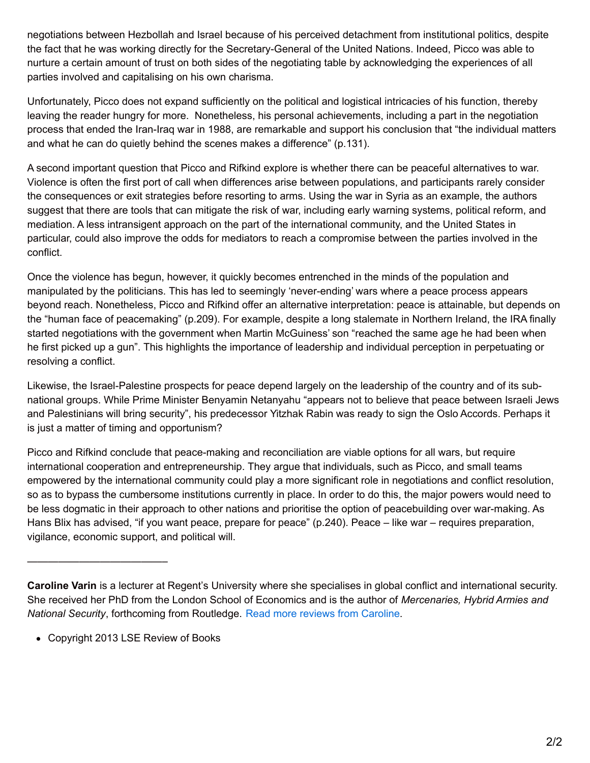negotiations between Hezbollah and Israel because of his perceived detachment from institutional politics, despite the fact that he was working directly for the Secretary-General of the United Nations. Indeed, Picco was able to nurture a certain amount of trust on both sides of the negotiating table by acknowledging the experiences of all parties involved and capitalising on his own charisma.

Unfortunately, Picco does not expand sufficiently on the political and logistical intricacies of his function, thereby leaving the reader hungry for more. Nonetheless, his personal achievements, including a part in the negotiation process that ended the Iran-Iraq war in 1988, are remarkable and support his conclusion that "the individual matters and what he can do quietly behind the scenes makes a difference" (p.131).

A second important question that Picco and Rifkind explore is whether there can be peaceful alternatives to war. Violence is often the first port of call when differences arise between populations, and participants rarely consider the consequences or exit strategies before resorting to arms. Using the war in Syria as an example, the authors suggest that there are tools that can mitigate the risk of war, including early warning systems, political reform, and mediation. A less intransigent approach on the part of the international community, and the United States in particular, could also improve the odds for mediators to reach a compromise between the parties involved in the conflict.

Once the violence has begun, however, it quickly becomes entrenched in the minds of the population and manipulated by the politicians. This has led to seemingly 'never-ending' wars where a peace process appears beyond reach. Nonetheless, Picco and Rifkind offer an alternative interpretation: peace is attainable, but depends on the "human face of peacemaking" (p.209). For example, despite a long stalemate in Northern Ireland, the IRA finally started negotiations with the government when Martin McGuiness' son "reached the same age he had been when he first picked up a gun". This highlights the importance of leadership and individual perception in perpetuating or resolving a conflict.

Likewise, the Israel-Palestine prospects for peace depend largely on the leadership of the country and of its sub-national groups. While Prime Minister Benyamin Netanyahu "appears not to believe that peace between Israeli Jews and Palestinians will bring security", his predecessor Yitzhak Rabin was ready to sign the Oslo Accords. Perhaps it is just a matter of timing and opportunism?

Picco and Rifkind conclude that peace-making and reconciliation are viable options for all wars, but require international cooperation and entrepreneurship. They argue that individuals, such as Picco, and small teams empowered by the international community could play a more significant role in negotiations and conflict resolution, so as to bypass the cumbersome institutions currently in place. In order to do this, the major powers would need to be less dogmatic in their approach to other nations and prioritise the option of peacebuilding over war-making. As Hans Blix has advised, "if you want peace, prepare for peace" (p.240). Peace – like war – requires preparation, vigilance, economic support, and political will.

———————————————

**Caroline Varin** is a lecturer at Regent's University where she specialises in global conflict and international security. She received her PhD from the London School of Economics and is the author of *Mercenaries, Hybrid Armies and National Security*, forthcoming from Routledge. Read more reviews from Caroline.

- Copyright 2013 LSE Review of Books